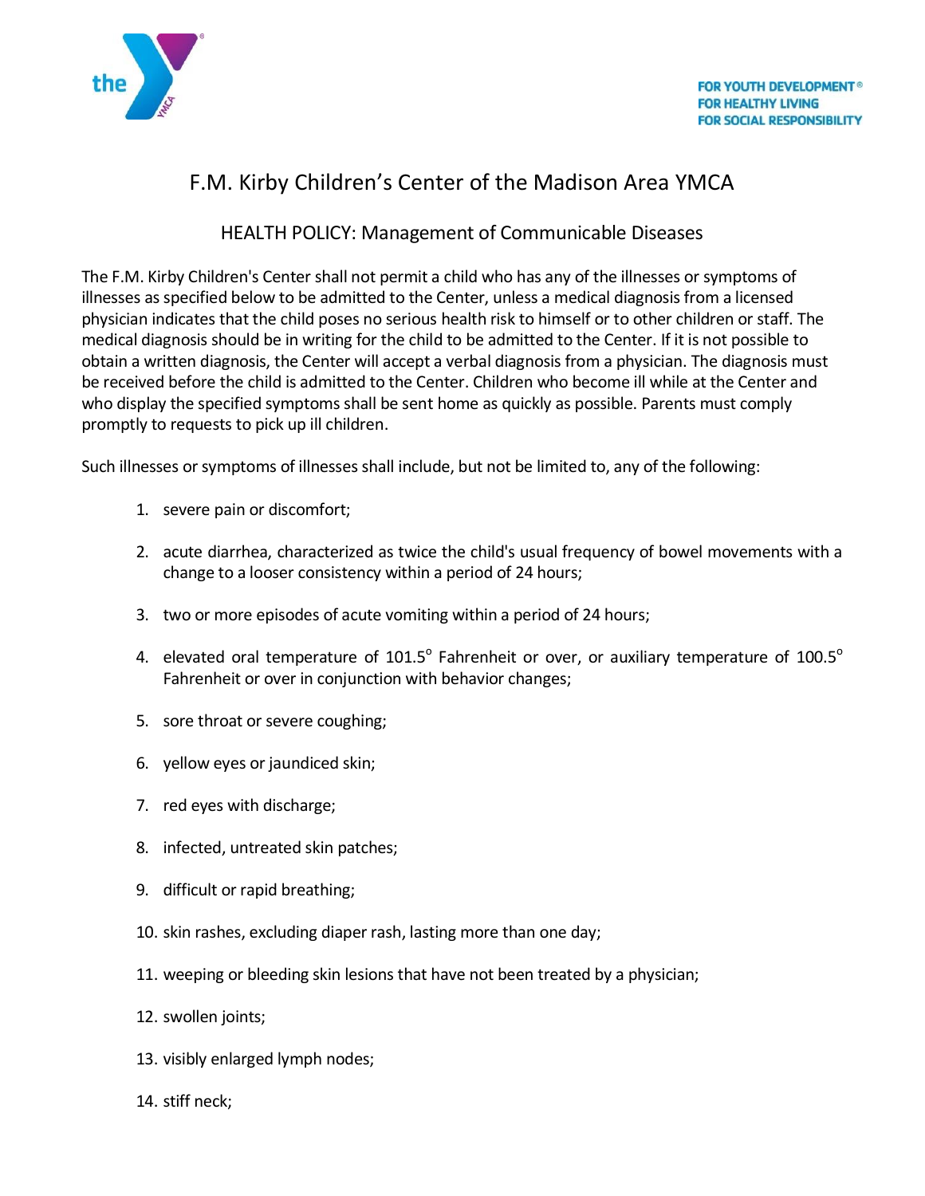FOR YOUTH DEVELOPMENT®
FOR HEALTHY LIVING
FOR SOCIAL RESPONSIBILITY

# F.M. Kirby Children's Center of the Madison Area YMCA

## HEALTH POLICY: Management of Communicable Diseases

The F.M. Kirby Children's Center shall not permit a child who has any of the illnesses or symptoms of illnesses as specified below to be admitted to the Center, unless a medical diagnosis from a licensed physician indicates that the child poses no serious health risk to himself or to other children or staff. The medical diagnosis should be in writing for the child to be admitted to the Center. If it is not possible to obtain a written diagnosis, the Center will accept a verbal diagnosis from a physician. The diagnosis must be received before the child is admitted to the Center. Children who become ill while at the Center and who display the specified symptoms shall be sent home as quickly as possible. Parents must comply promptly to requests to pick up ill children.

Such illnesses or symptoms of illnesses shall include, but not be limited to, any of the following:

1. severe pain or discomfort;
2. acute diarrhea, characterized as twice the child's usual frequency of bowel movements with a change to a looser consistency within a period of 24 hours;
3. two or more episodes of acute vomiting within a period of 24 hours;
4. elevated oral temperature of 101.5° Fahrenheit or over, or auxiliary temperature of 100.5° Fahrenheit or over in conjunction with behavior changes;
5. sore throat or severe coughing;
6. yellow eyes or jaundiced skin;
7. red eyes with discharge;
8. infected, untreated skin patches;
9. difficult or rapid breathing;
10. skin rashes, excluding diaper rash, lasting more than one day;
11. weeping or bleeding skin lesions that have not been treated by a physician;
12. swollen joints;
13. visibly enlarged lymph nodes;
14. stiff neck;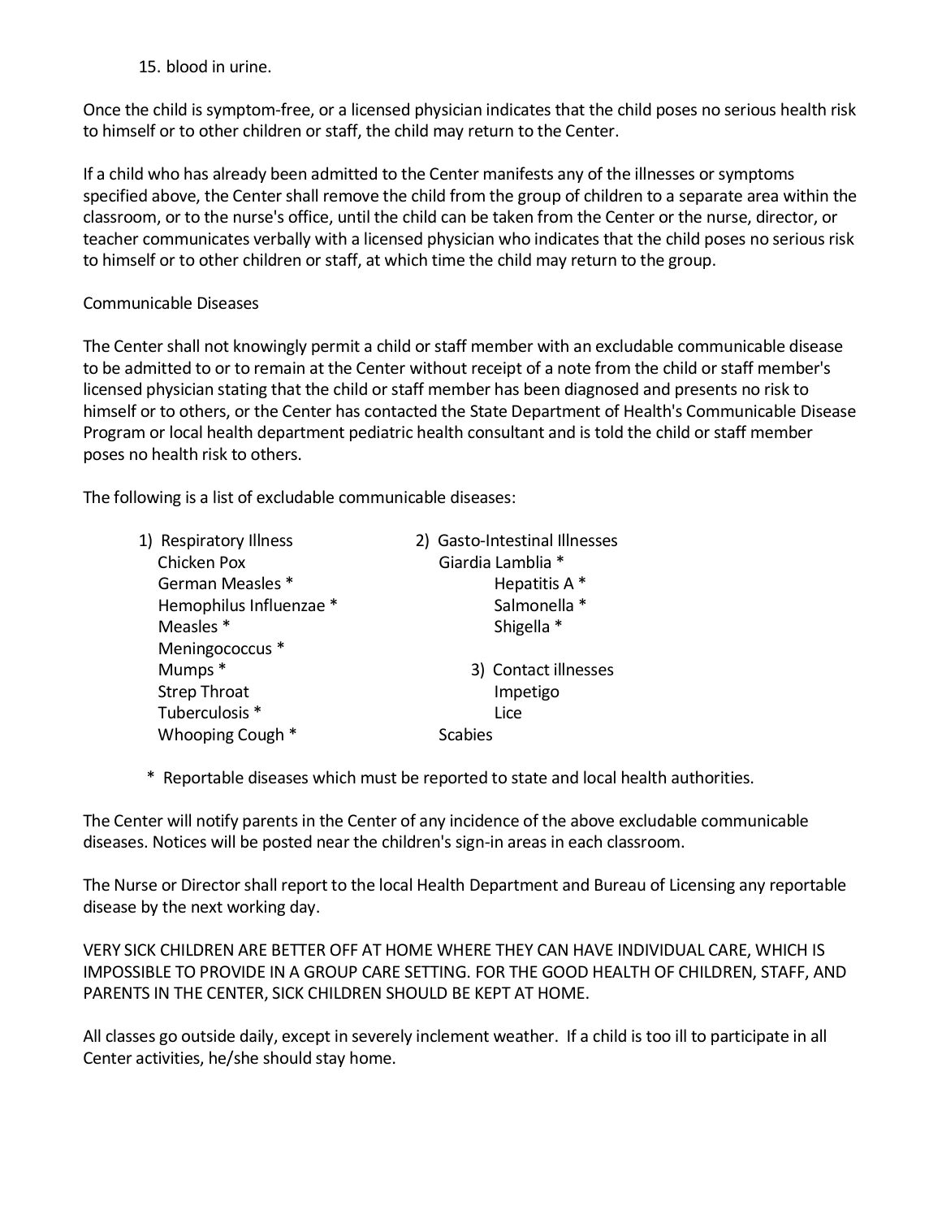15. blood in urine.

Once the child is symptom-free, or a licensed physician indicates that the child poses no serious health risk to himself or to other children or staff, the child may return to the Center.

If a child who has already been admitted to the Center manifests any of the illnesses or symptoms specified above, the Center shall remove the child from the group of children to a separate area within the classroom, or to the nurse's office, until the child can be taken from the Center or the nurse, director, or teacher communicates verbally with a licensed physician who indicates that the child poses no serious risk to himself or to other children or staff, at which time the child may return to the group.

Communicable Diseases

The Center shall not knowingly permit a child or staff member with an excludable communicable disease to be admitted to or to remain at the Center without receipt of a note from the child or staff member's licensed physician stating that the child or staff member has been diagnosed and presents no risk to himself or to others, or the Center has contacted the State Department of Health's Communicable Disease Program or local health department pediatric health consultant and is told the child or staff member poses no health risk to others.

The following is a list of excludable communicable diseases:

1) Respiratory Illness
   - Chicken Pox
   - German Measles *
   - Hemophilus Influenzae *
   - Measles *
   - Meningococcus *
   - Mumps *
   - Strep Throat
   - Tuberculosis *
   - Whooping Cough *

2) Gasto-Intestinal Illnesses
   - Giardia Lamblia *
   - Hepatitis A *
   - Salmonella *
   - Shigella *

3) Contact illnesses
   - Impetigo
   - Lice
   - Scabies

\* Reportable diseases which must be reported to state and local health authorities.

The Center will notify parents in the Center of any incidence of the above excludable communicable diseases. Notices will be posted near the children's sign-in areas in each classroom.

The Nurse or Director shall report to the local Health Department and Bureau of Licensing any reportable disease by the next working day.

VERY SICK CHILDREN ARE BETTER OFF AT HOME WHERE THEY CAN HAVE INDIVIDUAL CARE, WHICH IS IMPOSSIBLE TO PROVIDE IN A GROUP CARE SETTING. FOR THE GOOD HEALTH OF CHILDREN, STAFF, AND PARENTS IN THE CENTER, SICK CHILDREN SHOULD BE KEPT AT HOME.

All classes go outside daily, except in severely inclement weather. If a child is too ill to participate in all Center activities, he/she should stay home.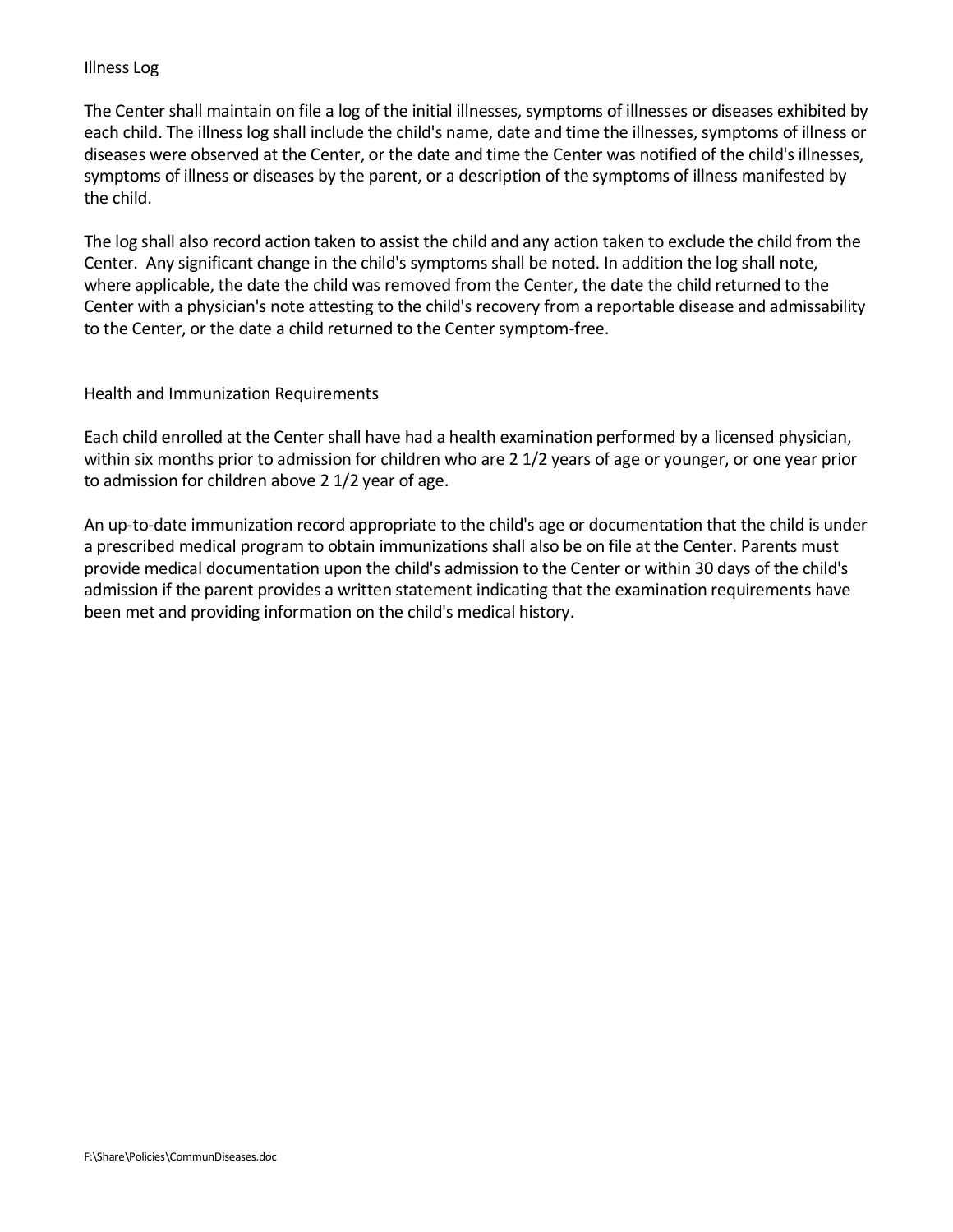## Illness Log

The Center shall maintain on file a log of the initial illnesses, symptoms of illnesses or diseases exhibited by each child. The illness log shall include the child's name, date and time the illnesses, symptoms of illness or diseases were observed at the Center, or the date and time the Center was notified of the child's illnesses, symptoms of illness or diseases by the parent, or a description of the symptoms of illness manifested by the child.

The log shall also record action taken to assist the child and any action taken to exclude the child from the Center. Any significant change in the child's symptoms shall be noted. In addition the log shall note, where applicable, the date the child was removed from the Center, the date the child returned to the Center with a physician's note attesting to the child's recovery from a reportable disease and admissability to the Center, or the date a child returned to the Center symptom-free.

## Health and Immunization Requirements

Each child enrolled at the Center shall have had a health examination performed by a licensed physician, within six months prior to admission for children who are 2 1/2 years of age or younger, or one year prior to admission for children above 2 1/2 year of age.

An up-to-date immunization record appropriate to the child's age or documentation that the child is under a prescribed medical program to obtain immunizations shall also be on file at the Center. Parents must provide medical documentation upon the child's admission to the Center or within 30 days of the child's admission if the parent provides a written statement indicating that the examination requirements have been met and providing information on the child's medical history.